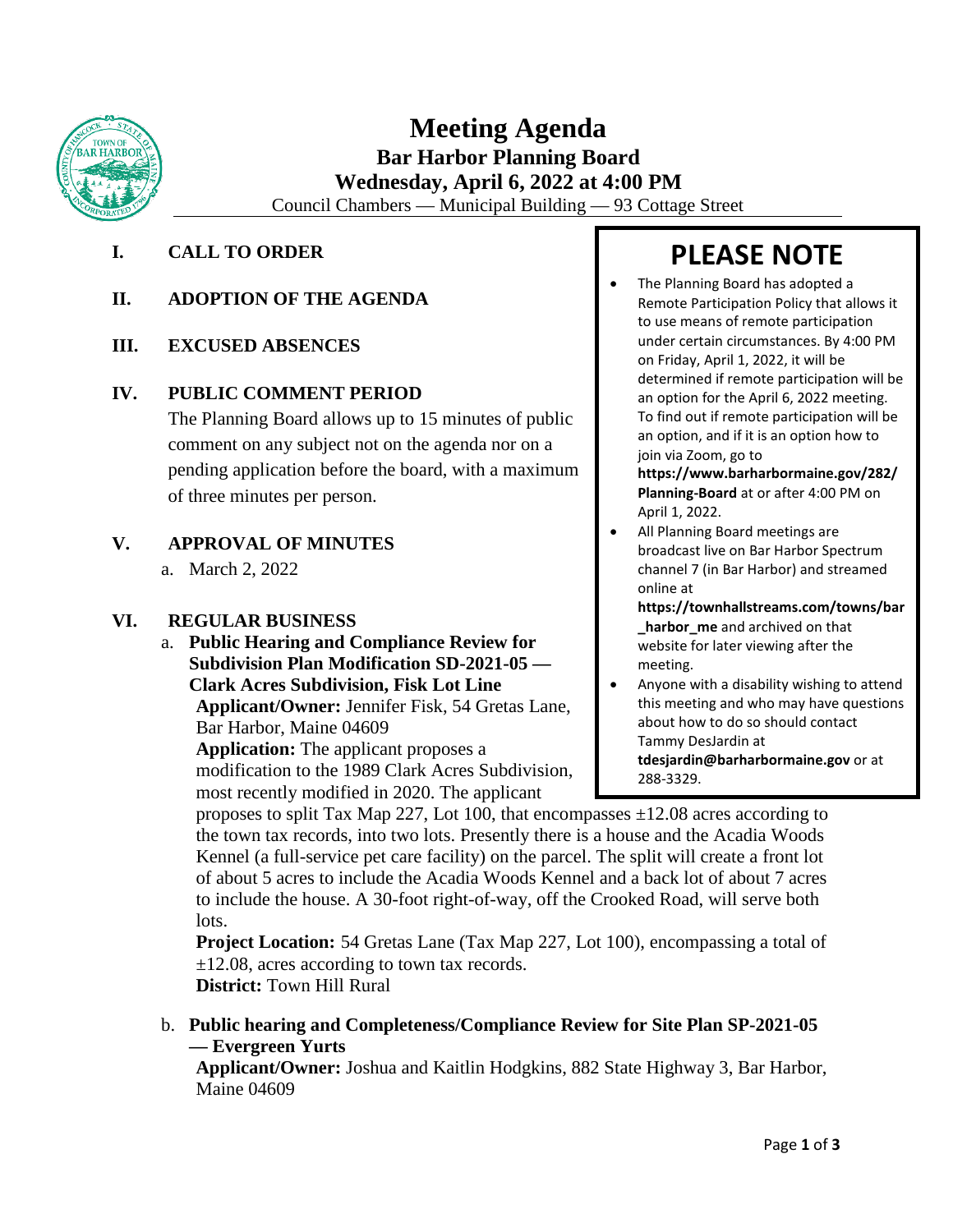# Meeting Agenda

## Bar Harbor Planning Board

## Wednesday, April 6, 2022 at 4:00 PM

Council Chambers — Municipal Building — 93 Cottage Street

## PLEASE NOTE

- The Planning Board has adopted a Remote Participation Policy that allows it to use means of remote participation under certain circumstances. By 4:00 PM on Friday, April 1, 2022, it will be determined if remote participation will be an option for the April 6, 2022 meeting. To find out if remote participation will be an option, and if it is an option how to join via Zoom, go to **https://www.barharbormaine.gov/282/Planning-Board** at or after 4:00 PM on April 1, 2022.
- All Planning Board meetings are broadcast live on Bar Harbor Spectrum channel 7 (in Bar Harbor) and streamed online at **https://townhallstreams.com/towns/bar_harbor_me** and archived on that website for later viewing after the meeting.
- Anyone with a disability wishing to attend this meeting and who may have questions about how to do so should contact Tammy DesJardin at **tdesjardin@barharbormaine.gov** or at 288-3329.

**I. CALL TO ORDER**

**II. ADOPTION OF THE AGENDA**

**III. EXCUSED ABSENCES**

**IV. PUBLIC COMMENT PERIOD**

The Planning Board allows up to 15 minutes of public comment on any subject not on the agenda nor on a pending application before the board, with a maximum of three minutes per person.

**V. APPROVAL OF MINUTES**

a. March 2, 2022

**VI. REGULAR BUSINESS**

a. **Public Hearing and Compliance Review for Subdivision Plan Modification SD-2021-05 — Clark Acres Subdivision, Fisk Lot Line**

**Applicant/Owner:** Jennifer Fisk, 54 Gretas Lane, Bar Harbor, Maine 04609

**Application:** The applicant proposes a modification to the 1989 Clark Acres Subdivision, most recently modified in 2020. The applicant proposes to split Tax Map 227, Lot 100, that encompasses ±12.08 acres according to the town tax records, into two lots. Presently there is a house and the Acadia Woods Kennel (a full-service pet care facility) on the parcel. The split will create a front lot of about 5 acres to include the Acadia Woods Kennel and a back lot of about 7 acres to include the house. A 30-foot right-of-way, off the Crooked Road, will serve both lots.

**Project Location:** 54 Gretas Lane (Tax Map 227, Lot 100), encompassing a total of ±12.08, acres according to town tax records.

**District:** Town Hill Rural

b. **Public hearing and Completeness/Compliance Review for Site Plan SP-2021-05 — Evergreen Yurts**

**Applicant/Owner:** Joshua and Kaitlin Hodgkins, 882 State Highway 3, Bar Harbor, Maine 04609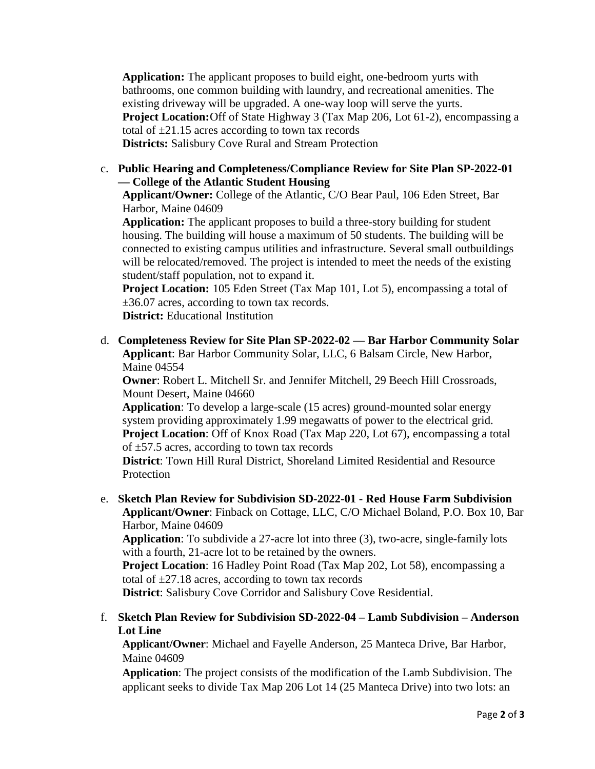**Application:** The applicant proposes to build eight, one-bedroom yurts with bathrooms, one common building with laundry, and recreational amenities. The existing driveway will be upgraded. A one-way loop will serve the yurts.
**Project Location:** Off of State Highway 3 (Tax Map 206, Lot 61-2), encompassing a total of ±21.15 acres according to town tax records
**Districts:** Salisbury Cove Rural and Stream Protection

c. **Public Hearing and Completeness/Compliance Review for Site Plan SP-2022-01 — College of the Atlantic Student Housing**
**Applicant/Owner:** College of the Atlantic, C/O Bear Paul, 106 Eden Street, Bar Harbor, Maine 04609
**Application:** The applicant proposes to build a three-story building for student housing. The building will house a maximum of 50 students. The building will be connected to existing campus utilities and infrastructure. Several small outbuildings will be relocated/removed. The project is intended to meet the needs of the existing student/staff population, not to expand it.
**Project Location:** 105 Eden Street (Tax Map 101, Lot 5), encompassing a total of ±36.07 acres, according to town tax records.
**District:** Educational Institution

d. **Completeness Review for Site Plan SP-2022-02 — Bar Harbor Community Solar**
**Applicant**: Bar Harbor Community Solar, LLC, 6 Balsam Circle, New Harbor, Maine 04554
**Owner**: Robert L. Mitchell Sr. and Jennifer Mitchell, 29 Beech Hill Crossroads, Mount Desert, Maine 04660
**Application**: To develop a large-scale (15 acres) ground-mounted solar energy system providing approximately 1.99 megawatts of power to the electrical grid.
**Project Location**: Off of Knox Road (Tax Map 220, Lot 67), encompassing a total of ±57.5 acres, according to town tax records
**District**: Town Hill Rural District, Shoreland Limited Residential and Resource Protection

e. **Sketch Plan Review for Subdivision SD-2022-01 - Red House Farm Subdivision**
**Applicant/Owner**: Finback on Cottage, LLC, C/O Michael Boland, P.O. Box 10, Bar Harbor, Maine 04609
**Application**: To subdivide a 27-acre lot into three (3), two-acre, single-family lots with a fourth, 21-acre lot to be retained by the owners.
**Project Location**: 16 Hadley Point Road (Tax Map 202, Lot 58), encompassing a total of ±27.18 acres, according to town tax records
**District**: Salisbury Cove Corridor and Salisbury Cove Residential.

f. **Sketch Plan Review for Subdivision SD-2022-04 – Lamb Subdivision – Anderson Lot Line**
**Applicant/Owner**: Michael and Fayelle Anderson, 25 Manteca Drive, Bar Harbor, Maine 04609
**Application**: The project consists of the modification of the Lamb Subdivision. The applicant seeks to divide Tax Map 206 Lot 14 (25 Manteca Drive) into two lots: an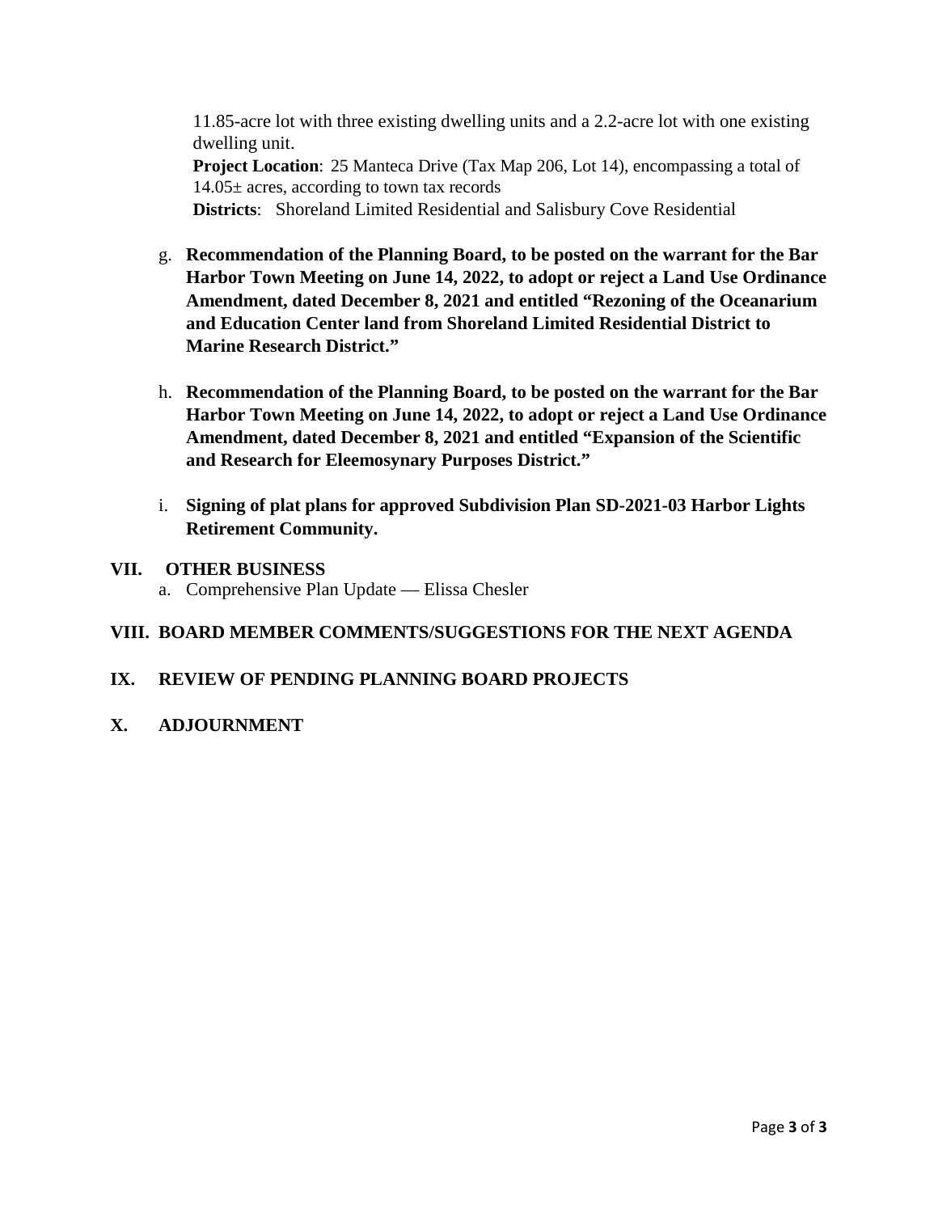11.85-acre lot with three existing dwelling units and a 2.2-acre lot with one existing dwelling unit.
**Project Location**: 25 Manteca Drive (Tax Map 206, Lot 14), encompassing a total of 14.05± acres, according to town tax records
**Districts**: Shoreland Limited Residential and Salisbury Cove Residential

g. **Recommendation of the Planning Board, to be posted on the warrant for the Bar Harbor Town Meeting on June 14, 2022, to adopt or reject a Land Use Ordinance Amendment, dated December 8, 2021 and entitled "Rezoning of the Oceanarium and Education Center land from Shoreland Limited Residential District to Marine Research District."**

h. **Recommendation of the Planning Board, to be posted on the warrant for the Bar Harbor Town Meeting on June 14, 2022, to adopt or reject a Land Use Ordinance Amendment, dated December 8, 2021 and entitled "Expansion of the Scientific and Research for Eleemosynary Purposes District."**

i. **Signing of plat plans for approved Subdivision Plan SD-2021-03 Harbor Lights Retirement Community.**

## VII. OTHER BUSINESS

a. Comprehensive Plan Update — Elissa Chesler

## VIII. BOARD MEMBER COMMENTS/SUGGESTIONS FOR THE NEXT AGENDA

## IX. REVIEW OF PENDING PLANNING BOARD PROJECTS

## X. ADJOURNMENT